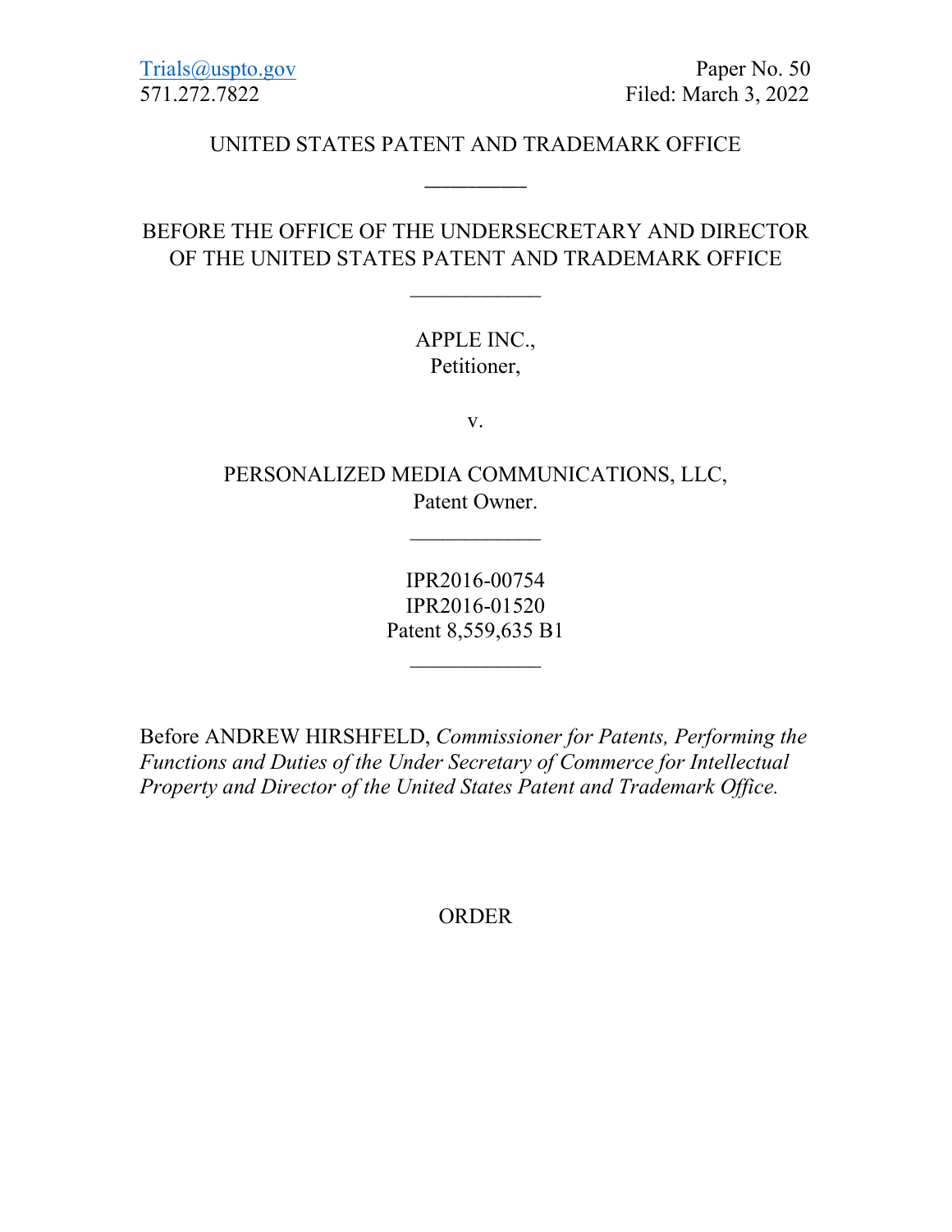Trials@uspto.gov
571.272.7822

Paper No. 50
Filed: March 3, 2022

UNITED STATES PATENT AND TRADEMARK OFFICE

_________

BEFORE THE OFFICE OF THE UNDERSECRETARY AND DIRECTOR OF THE UNITED STATES PATENT AND TRADEMARK OFFICE

____________

APPLE INC.,
Petitioner,

v.

PERSONALIZED MEDIA COMMUNICATIONS, LLC,
Patent Owner.

____________

IPR2016-00754
IPR2016-01520
Patent 8,559,635 B1

____________

Before ANDREW HIRSHFELD, *Commissioner for Patents, Performing the Functions and Duties of the Under Secretary of Commerce for Intellectual Property and Director of the United States Patent and Trademark Office.*

ORDER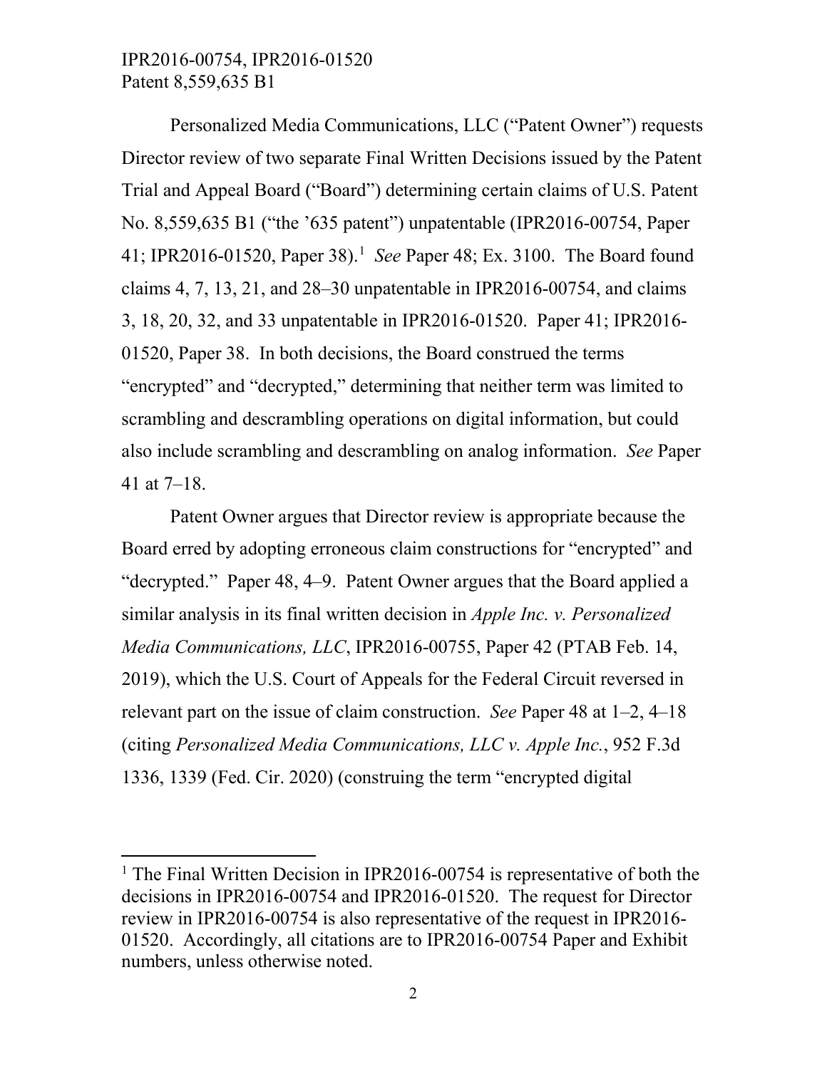Personalized Media Communications, LLC ("Patent Owner") requests Director review of two separate Final Written Decisions issued by the Patent Trial and Appeal Board ("Board") determining certain claims of U.S. Patent No. 8,559,635 B1 ("the '635 patent") unpatentable (IPR2016-00754, Paper 41; IPR2016-01520, Paper 38).[1] *See* Paper 48; Ex. 3100. The Board found claims 4, 7, 13, 21, and 28–30 unpatentable in IPR2016-00754, and claims 3, 18, 20, 32, and 33 unpatentable in IPR2016-01520. Paper 41; IPR2016-01520, Paper 38. In both decisions, the Board construed the terms "encrypted" and "decrypted," determining that neither term was limited to scrambling and descrambling operations on digital information, but could also include scrambling and descrambling on analog information. *See* Paper 41 at 7–18.

Patent Owner argues that Director review is appropriate because the Board erred by adopting erroneous claim constructions for "encrypted" and "decrypted." Paper 48, 4–9. Patent Owner argues that the Board applied a similar analysis in its final written decision in *Apple Inc. v. Personalized Media Communications, LLC*, IPR2016-00755, Paper 42 (PTAB Feb. 14, 2019), which the U.S. Court of Appeals for the Federal Circuit reversed in relevant part on the issue of claim construction. *See* Paper 48 at 1–2, 4–18 (citing *Personalized Media Communications, LLC v. Apple Inc.*, 952 F.3d 1336, 1339 (Fed. Cir. 2020) (construing the term "encrypted digital

[1] The Final Written Decision in IPR2016-00754 is representative of both the decisions in IPR2016-00754 and IPR2016-01520. The request for Director review in IPR2016-00754 is also representative of the request in IPR2016-01520. Accordingly, all citations are to IPR2016-00754 Paper and Exhibit numbers, unless otherwise noted.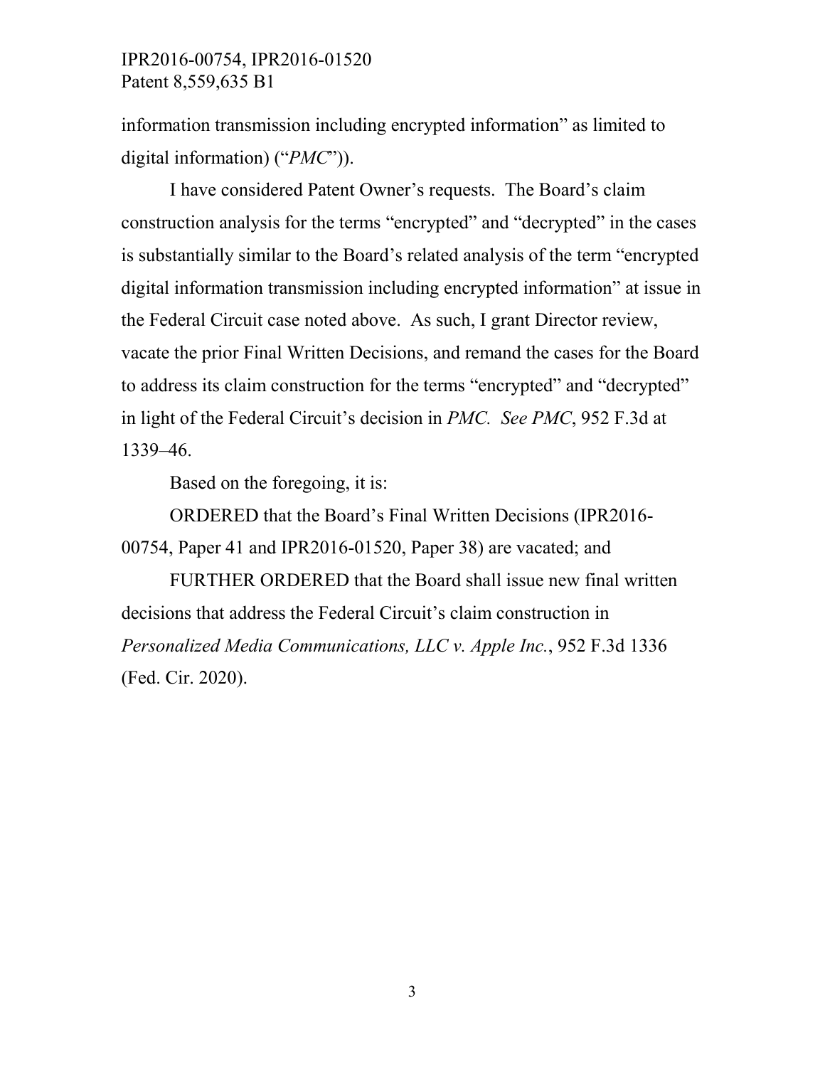information transmission including encrypted information" as limited to digital information) ("*PMC*")).

I have considered Patent Owner's requests. The Board's claim construction analysis for the terms "encrypted" and "decrypted" in the cases is substantially similar to the Board's related analysis of the term "encrypted digital information transmission including encrypted information" at issue in the Federal Circuit case noted above. As such, I grant Director review, vacate the prior Final Written Decisions, and remand the cases for the Board to address its claim construction for the terms "encrypted" and "decrypted" in light of the Federal Circuit's decision in *PMC*. *See PMC*, 952 F.3d at 1339–46.

Based on the foregoing, it is:

ORDERED that the Board's Final Written Decisions (IPR2016-00754, Paper 41 and IPR2016-01520, Paper 38) are vacated; and

FURTHER ORDERED that the Board shall issue new final written decisions that address the Federal Circuit's claim construction in *Personalized Media Communications, LLC v. Apple Inc.*, 952 F.3d 1336 (Fed. Cir. 2020).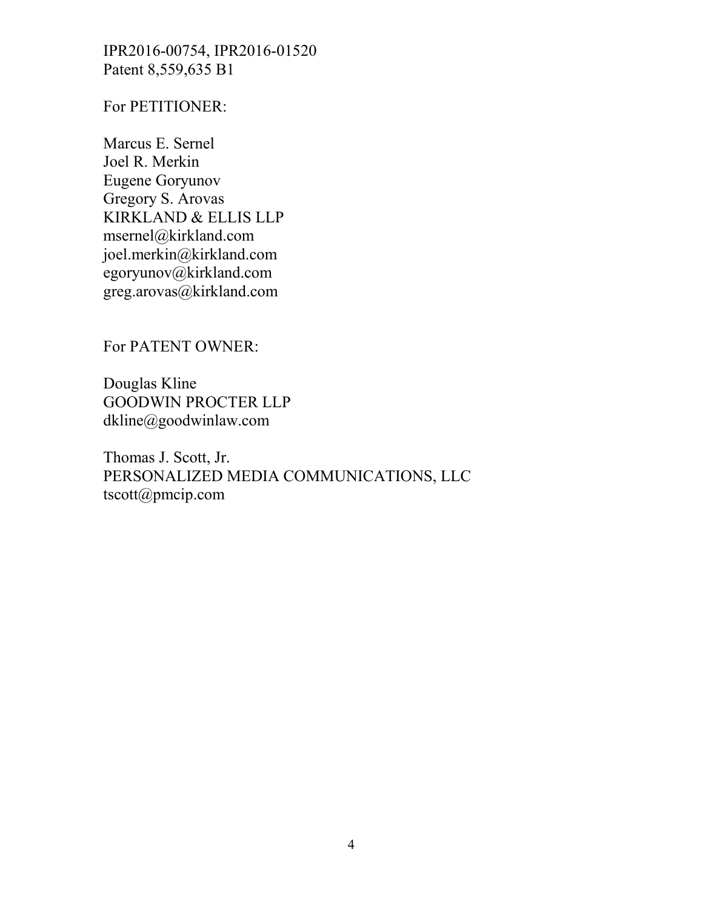For PETITIONER:

Marcus E. Sernel  
Joel R. Merkin  
Eugene Goryunov  
Gregory S. Arovas  
KIRKLAND & ELLIS LLP  
msernel@kirkland.com  
joel.merkin@kirkland.com  
egoryunov@kirkland.com  
greg.arovas@kirkland.com

For PATENT OWNER:

Douglas Kline  
GOODWIN PROCTER LLP  
dkline@goodwinlaw.com

Thomas J. Scott, Jr.  
PERSONALIZED MEDIA COMMUNICATIONS, LLC  
tscott@pmcip.com